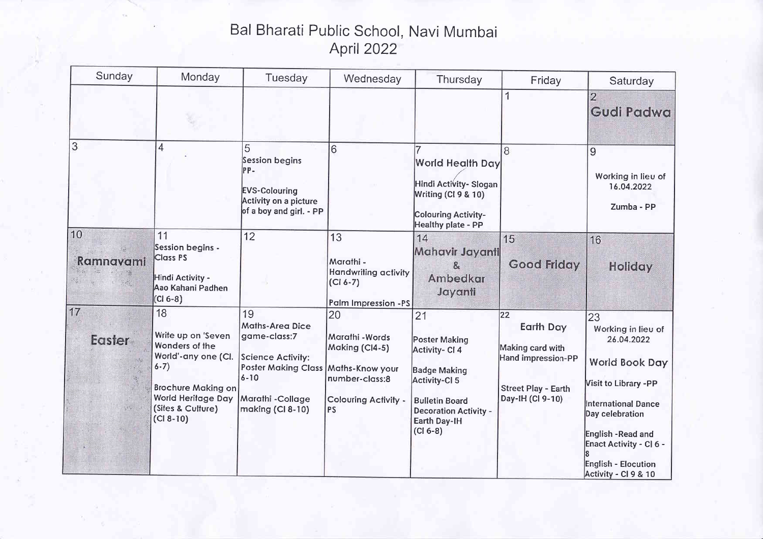# Bal Bharati Public School, Navi Mumbai

## April 2022

| Sunday | Monday | Tuesday | Wednesday | Thursday | Friday | Saturday |
|---|---|---|---|---|---|---|
| | | | | | 1 | 2 **Gudi Padwa** |
| 3 | 4 | 5 Session begins PP- EVS-Colouring Activity on a picture of a boy and girl. - PP | 6 | 7 **World Health Day** Hindi Activity- Slogan Writing (Cl 9 & 10) Colouring Activity- Healthy plate - PP | 8 | 9 Working in lieu of 16.04.2022 Zumba - PP |
| 10 **Ramnavami** | 11 Session begins - Class PS Hindi Activity - Aao Kahani Padhen (Cl 6-8) | 12 | 13 Marathi - Handwriting activity (Cl 6-7) Palm Impression -PS | 14 **Mahavir Jayanti & Ambedkar Jayanti** | 15 **Good Friday** | 16 **Holiday** |
| 17 **Easter** | 18 Write up on 'Seven Wonders of the World'-any one (Cl. 6-7) Brochure Making on World Heritage Day (Sites & Culture) (Cl 8-10) | 19 Maths-Area Dice game-class:7 Science Activity: Poster Making Class 6-10 Marathi -Collage making (Cl 8-10) | 20 Marathi -Words Making (Cl4-5) Maths-Know your number-class:8 Colouring Activity - PS | 21 Poster Making Activity- Cl 4 Badge Making Activity-Cl 5 Bulletin Board Decoration Activity - Earth Day-IH (Cl 6-8) | 22 **Earth Day** Making card with Hand impression-PP Street Play - Earth Day-IH (Cl 9-10) | 23 Working in lieu of 26.04.2022 **World Book Day** Visit to Library -PP International Dance Day celebration English -Read and Enact Activity - Cl 6 - 8 English - Elocution Activity - Cl 9 & 10 |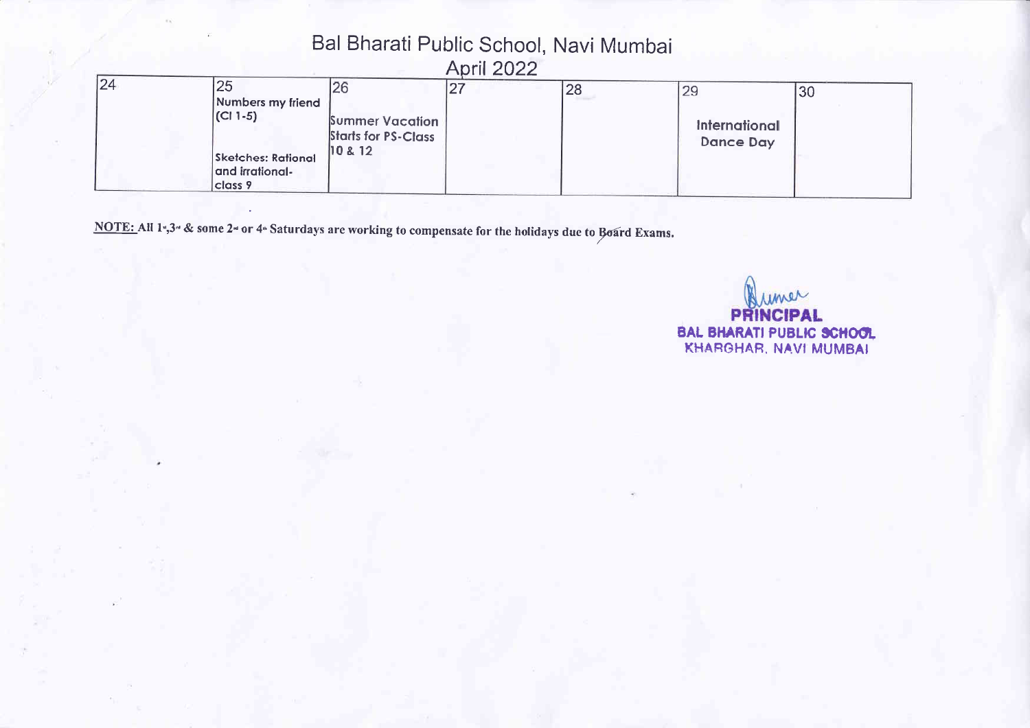# Bal Bharati Public School, Navi Mumbai

## April 2022

| | | | | | | |
|---|---|---|---|---|---|---|
| 24 | 25<br>Numbers my friend (Cl 1-5)<br><br>Sketches: Rational and irrational- class 9 | 26<br><br>Summer Vacation Starts for PS-Class 10 & 12 | 27 | 28 | 29<br><br>International Dance Day | 30 |

**NOTE:** All 1st,3rd & some 2nd or 4th Saturdays are working to compensate for the holidays due to Board Exams.

PRINCIPAL
BAL BHARATI PUBLIC SCHOOL
KHARGHAR, NAVI MUMBAI